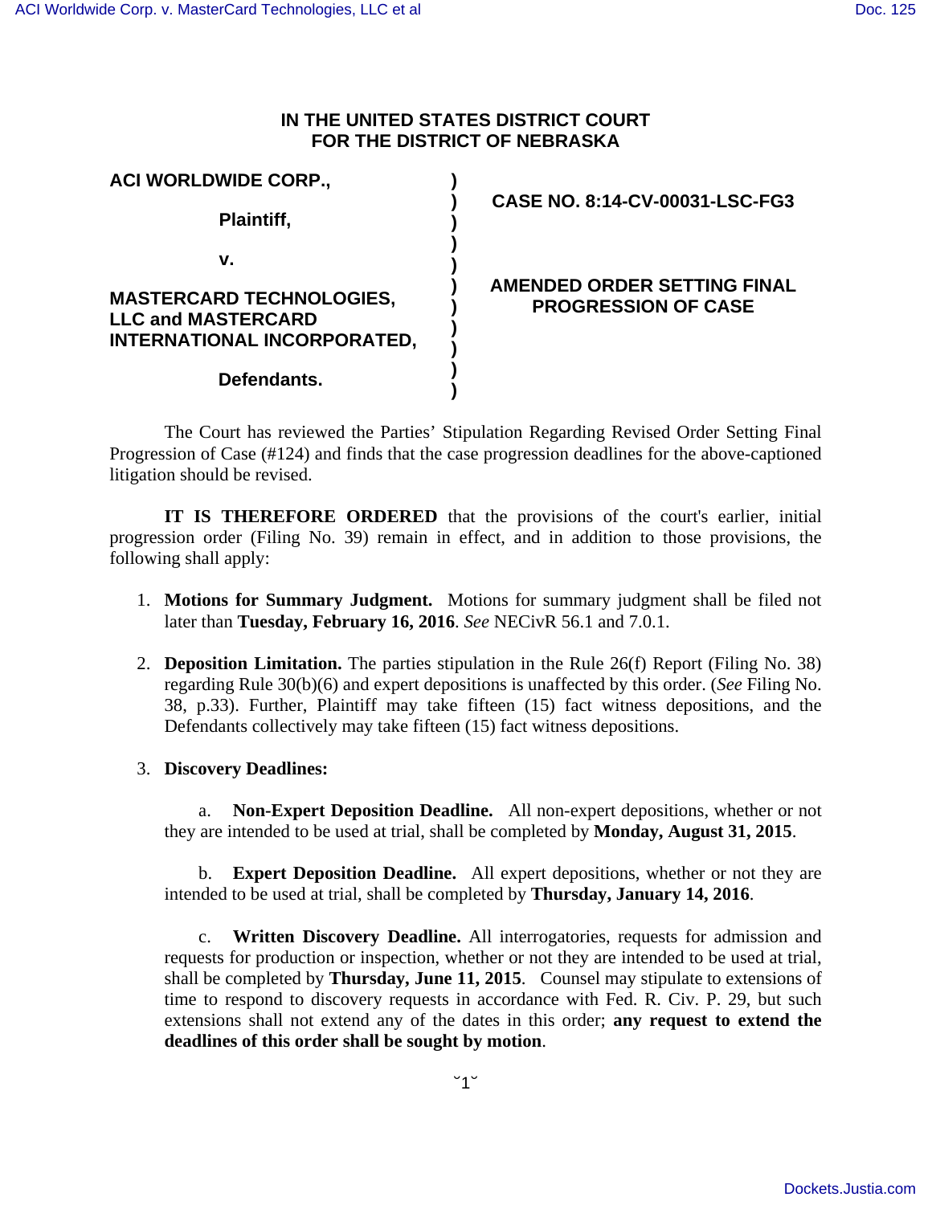# IN THE UNITED STATES DISTRICT COURT FOR THE DISTRICT OF NEBRASKA

**ACI WORLDWIDE CORP.,**

**Plaintiff,**

**v.**

**MASTERCARD TECHNOLOGIES, LLC and MASTERCARD INTERNATIONAL INCORPORATED,**

**Defendants.**

**CASE NO. 8:14-CV-00031-LSC-FG3**

**AMENDED ORDER SETTING FINAL PROGRESSION OF CASE**

The Court has reviewed the Parties' Stipulation Regarding Revised Order Setting Final Progression of Case (#124) and finds that the case progression deadlines for the above-captioned litigation should be revised.

**IT IS THEREFORE ORDERED** that the provisions of the court's earlier, initial progression order (Filing No. 39) remain in effect, and in addition to those provisions, the following shall apply:

1. **Motions for Summary Judgment.** Motions for summary judgment shall be filed not later than **Tuesday, February 16, 2016**. *See* NECivR 56.1 and 7.0.1.

2. **Deposition Limitation.** The parties stipulation in the Rule 26(f) Report (Filing No. 38) regarding Rule 30(b)(6) and expert depositions is unaffected by this order. (*See* Filing No. 38, p.33). Further, Plaintiff may take fifteen (15) fact witness depositions, and the Defendants collectively may take fifteen (15) fact witness depositions.

3. **Discovery Deadlines:**

   a. **Non-Expert Deposition Deadline.** All non-expert depositions, whether or not they are intended to be used at trial, shall be completed by **Monday, August 31, 2015**.

   b. **Expert Deposition Deadline.** All expert depositions, whether or not they are intended to be used at trial, shall be completed by **Thursday, January 14, 2016**.

   c. **Written Discovery Deadline.** All interrogatories, requests for admission and requests for production or inspection, whether or not they are intended to be used at trial, shall be completed by **Thursday, June 11, 2015**. Counsel may stipulate to extensions of time to respond to discovery requests in accordance with Fed. R. Civ. P. 29, but such extensions shall not extend any of the dates in this order; **any request to extend the deadlines of this order shall be sought by motion**.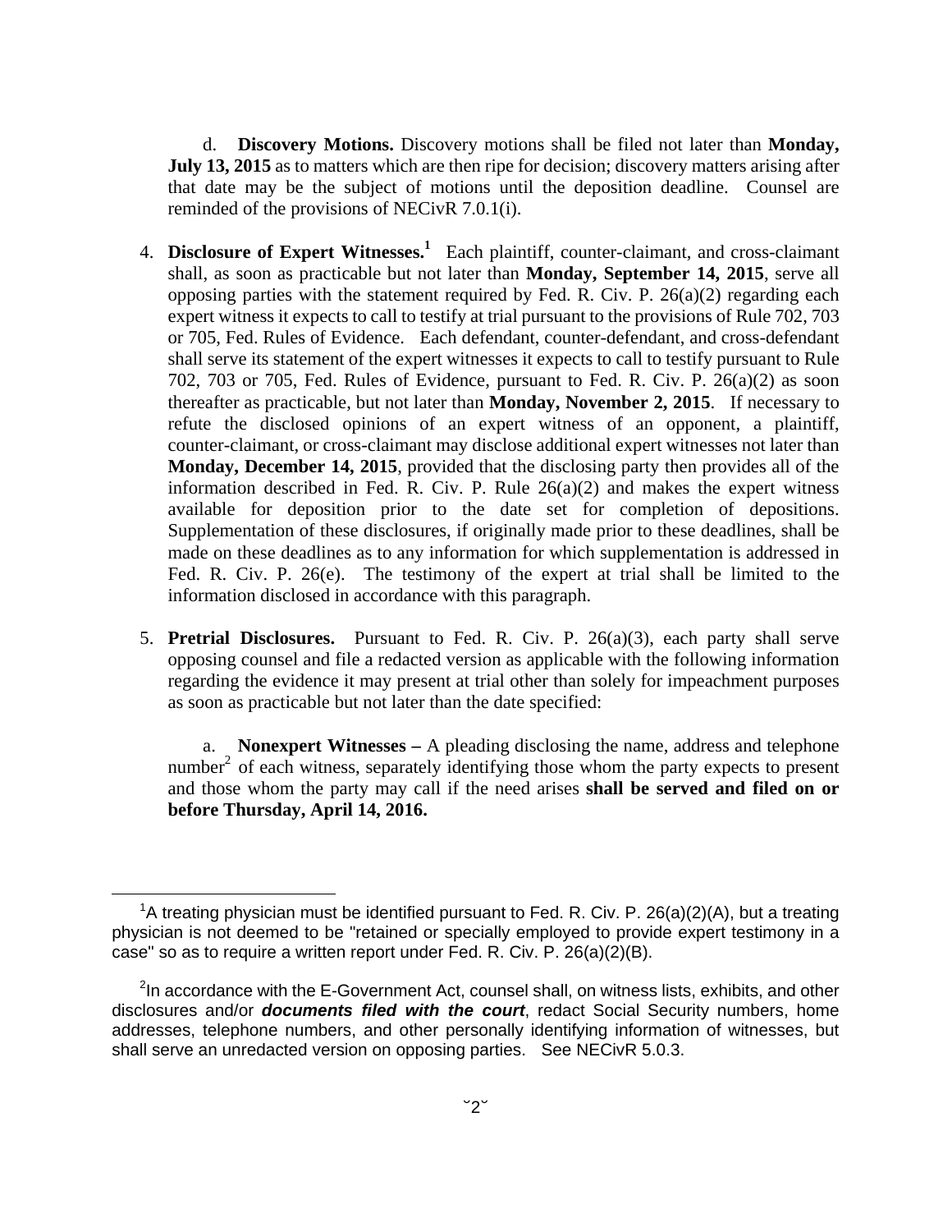d. **Discovery Motions.** Discovery motions shall be filed not later than **Monday, July 13, 2015** as to matters which are then ripe for decision; discovery matters arising after that date may be the subject of motions until the deposition deadline. Counsel are reminded of the provisions of NECivR 7.0.1(i).

4. **Disclosure of Expert Witnesses.**[1] Each plaintiff, counter-claimant, and cross-claimant shall, as soon as practicable but not later than **Monday, September 14, 2015**, serve all opposing parties with the statement required by Fed. R. Civ. P. 26(a)(2) regarding each expert witness it expects to call to testify at trial pursuant to the provisions of Rule 702, 703 or 705, Fed. Rules of Evidence. Each defendant, counter-defendant, and cross-defendant shall serve its statement of the expert witnesses it expects to call to testify pursuant to Rule 702, 703 or 705, Fed. Rules of Evidence, pursuant to Fed. R. Civ. P. 26(a)(2) as soon thereafter as practicable, but not later than **Monday, November 2, 2015**. If necessary to refute the disclosed opinions of an expert witness of an opponent, a plaintiff, counter-claimant, or cross-claimant may disclose additional expert witnesses not later than **Monday, December 14, 2015**, provided that the disclosing party then provides all of the information described in Fed. R. Civ. P. Rule 26(a)(2) and makes the expert witness available for deposition prior to the date set for completion of depositions. Supplementation of these disclosures, if originally made prior to these deadlines, shall be made on these deadlines as to any information for which supplementation is addressed in Fed. R. Civ. P. 26(e). The testimony of the expert at trial shall be limited to the information disclosed in accordance with this paragraph.

5. **Pretrial Disclosures.** Pursuant to Fed. R. Civ. P. 26(a)(3), each party shall serve opposing counsel and file a redacted version as applicable with the following information regarding the evidence it may present at trial other than solely for impeachment purposes as soon as practicable but not later than the date specified:

   a. **Nonexpert Witnesses –** A pleading disclosing the name, address and telephone number[2] of each witness, separately identifying those whom the party expects to present and those whom the party may call if the need arises **shall be served and filed on or before Thursday, April 14, 2016.**

---

[1] A treating physician must be identified pursuant to Fed. R. Civ. P. 26(a)(2)(A), but a treating physician is not deemed to be "retained or specially employed to provide expert testimony in a case" so as to require a written report under Fed. R. Civ. P. 26(a)(2)(B).

[2] In accordance with the E-Government Act, counsel shall, on witness lists, exhibits, and other disclosures and/or ***documents filed with the court***, redact Social Security numbers, home addresses, telephone numbers, and other personally identifying information of witnesses, but shall serve an unredacted version on opposing parties. See NECivR 5.0.3.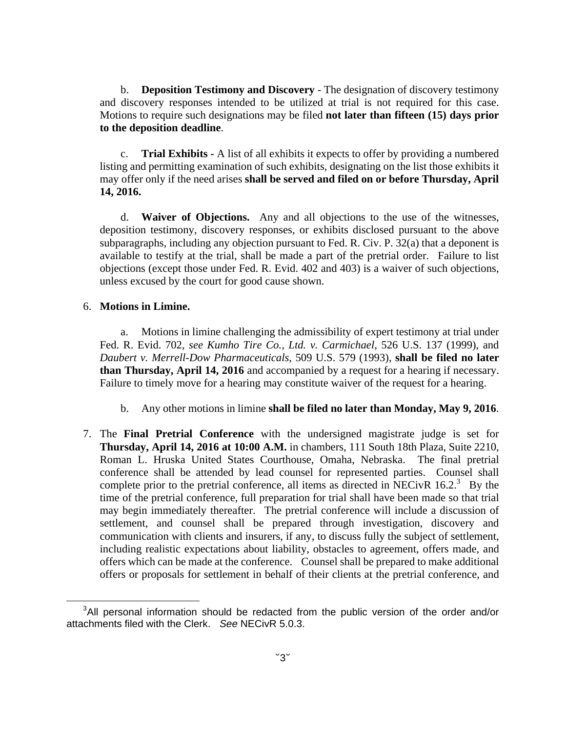b. **Deposition Testimony and Discovery** - The designation of discovery testimony and discovery responses intended to be utilized at trial is not required for this case. Motions to require such designations may be filed **not later than fifteen (15) days prior to the deposition deadline**.

c. **Trial Exhibits -** A list of all exhibits it expects to offer by providing a numbered listing and permitting examination of such exhibits, designating on the list those exhibits it may offer only if the need arises **shall be served and filed on or before Thursday, April 14, 2016.**

d. **Waiver of Objections.** Any and all objections to the use of the witnesses, deposition testimony, discovery responses, or exhibits disclosed pursuant to the above subparagraphs, including any objection pursuant to Fed. R. Civ. P. 32(a) that a deponent is available to testify at the trial, shall be made a part of the pretrial order. Failure to list objections (except those under Fed. R. Evid. 402 and 403) is a waiver of such objections, unless excused by the court for good cause shown.

6. **Motions in Limine.**

a. Motions in limine challenging the admissibility of expert testimony at trial under Fed. R. Evid. 702, *see Kumho Tire Co., Ltd. v. Carmichael*, 526 U.S. 137 (1999), and *Daubert v. Merrell-Dow Pharmaceuticals*, 509 U.S. 579 (1993), **shall be filed no later than Thursday, April 14, 2016** and accompanied by a request for a hearing if necessary. Failure to timely move for a hearing may constitute waiver of the request for a hearing.

b. Any other motions in limine **shall be filed no later than Monday, May 9, 2016**.

7. The **Final Pretrial Conference** with the undersigned magistrate judge is set for **Thursday, April 14, 2016 at 10:00 A.M.** in chambers, 111 South 18th Plaza, Suite 2210, Roman L. Hruska United States Courthouse, Omaha, Nebraska. The final pretrial conference shall be attended by lead counsel for represented parties. Counsel shall complete prior to the pretrial conference, all items as directed in NECivR 16.2.[3] By the time of the pretrial conference, full preparation for trial shall have been made so that trial may begin immediately thereafter. The pretrial conference will include a discussion of settlement, and counsel shall be prepared through investigation, discovery and communication with clients and insurers, if any, to discuss fully the subject of settlement, including realistic expectations about liability, obstacles to agreement, offers made, and offers which can be made at the conference. Counsel shall be prepared to make additional offers or proposals for settlement in behalf of their clients at the pretrial conference, and

[3] All personal information should be redacted from the public version of the order and/or attachments filed with the Clerk. *See* NECivR 5.0.3.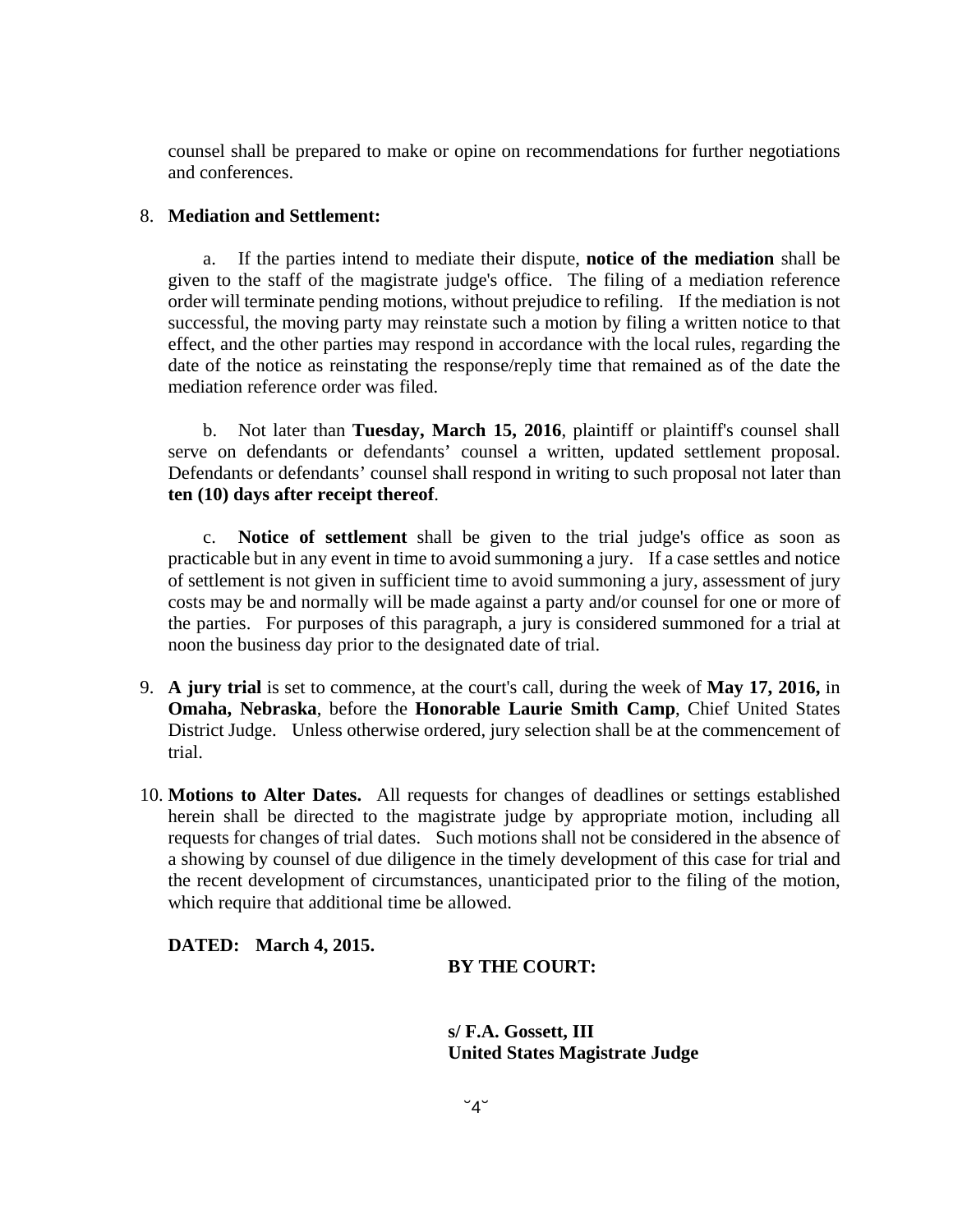counsel shall be prepared to make or opine on recommendations for further negotiations and conferences.

8. **Mediation and Settlement:**

   a. If the parties intend to mediate their dispute, **notice of the mediation** shall be given to the staff of the magistrate judge's office. The filing of a mediation reference order will terminate pending motions, without prejudice to refiling. If the mediation is not successful, the moving party may reinstate such a motion by filing a written notice to that effect, and the other parties may respond in accordance with the local rules, regarding the date of the notice as reinstating the response/reply time that remained as of the date the mediation reference order was filed.

   b. Not later than **Tuesday, March 15, 2016**, plaintiff or plaintiff's counsel shall serve on defendants or defendants' counsel a written, updated settlement proposal. Defendants or defendants' counsel shall respond in writing to such proposal not later than **ten (10) days after receipt thereof**.

   c. **Notice of settlement** shall be given to the trial judge's office as soon as practicable but in any event in time to avoid summoning a jury. If a case settles and notice of settlement is not given in sufficient time to avoid summoning a jury, assessment of jury costs may be and normally will be made against a party and/or counsel for one or more of the parties. For purposes of this paragraph, a jury is considered summoned for a trial at noon the business day prior to the designated date of trial.

9. **A jury trial** is set to commence, at the court's call, during the week of **May 17, 2016,** in **Omaha, Nebraska**, before the **Honorable Laurie Smith Camp**, Chief United States District Judge. Unless otherwise ordered, jury selection shall be at the commencement of trial.

10. **Motions to Alter Dates.** All requests for changes of deadlines or settings established herein shall be directed to the magistrate judge by appropriate motion, including all requests for changes of trial dates. Such motions shall not be considered in the absence of a showing by counsel of due diligence in the timely development of this case for trial and the recent development of circumstances, unanticipated prior to the filing of the motion, which require that additional time be allowed.

**DATED: March 4, 2015.**

**BY THE COURT:**

**s/ F.A. Gossett, III**
**United States Magistrate Judge**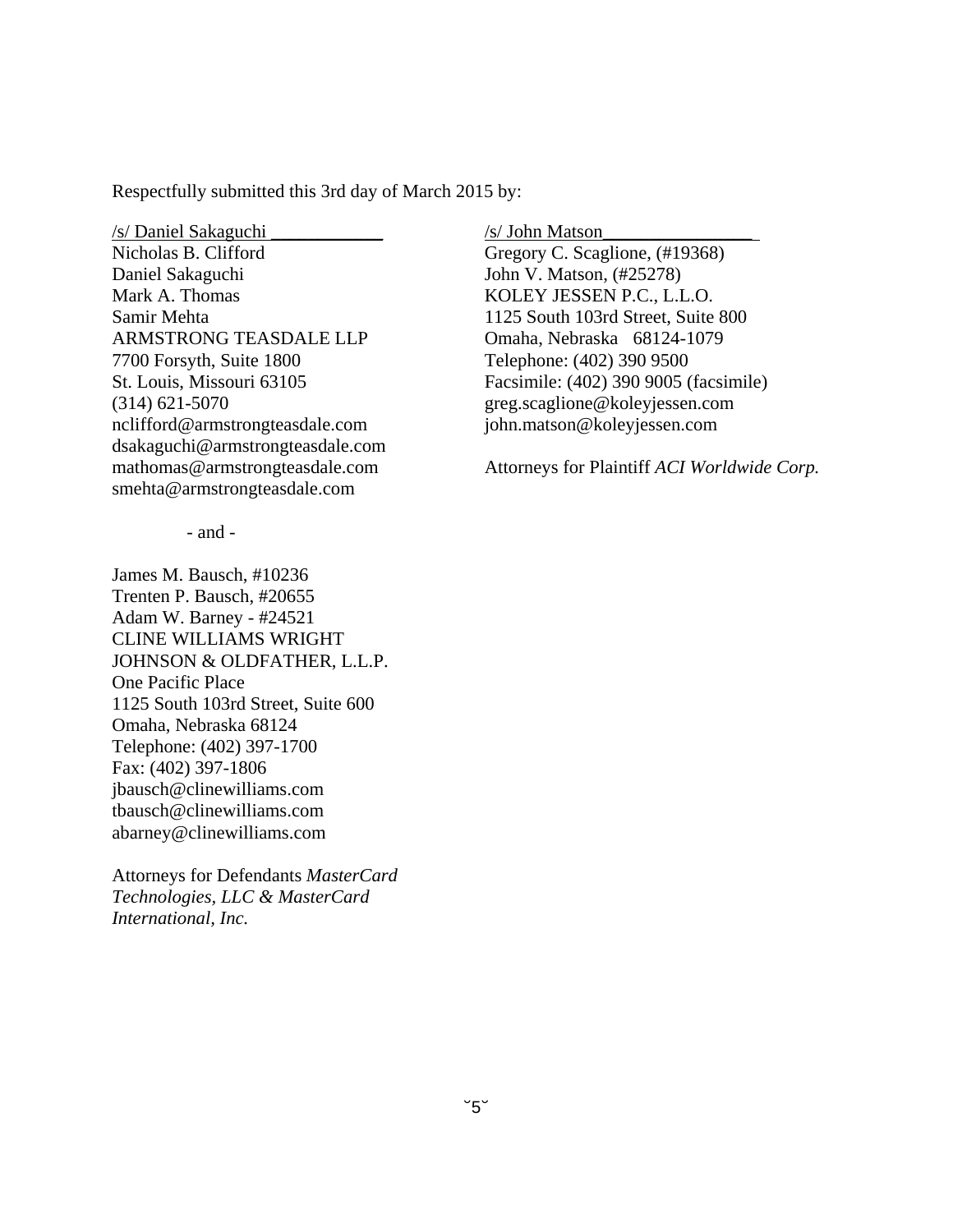Respectfully submitted this 3rd day of March 2015 by:

/s/ Daniel Sakaguchi  
Nicholas B. Clifford  
Daniel Sakaguchi  
Mark A. Thomas  
Samir Mehta  
ARMSTRONG TEASDALE LLP  
7700 Forsyth, Suite 1800  
St. Louis, Missouri 63105  
(314) 621-5070  
nclifford@armstrongteasdale.com  
dsakaguchi@armstrongteasdale.com  
mathomas@armstrongteasdale.com  
smehta@armstrongteasdale.com

- and -

James M. Bausch, #10236  
Trenten P. Bausch, #20655  
Adam W. Barney - #24521  
CLINE WILLIAMS WRIGHT  
JOHNSON & OLDFATHER, L.L.P.  
One Pacific Place  
1125 South 103rd Street, Suite 600  
Omaha, Nebraska 68124  
Telephone: (402) 397-1700  
Fax: (402) 397-1806  
jbausch@clinewilliams.com  
tbausch@clinewilliams.com  
abarney@clinewilliams.com

Attorneys for Defendants *MasterCard Technologies, LLC & MasterCard International, Inc.*

/s/ John Matson  
Gregory C. Scaglione, (#19368)  
John V. Matson, (#25278)  
KOLEY JESSEN P.C., L.L.O.  
1125 South 103rd Street, Suite 800  
Omaha, Nebraska 68124-1079  
Telephone: (402) 390 9500  
Facsimile: (402) 390 9005 (facsimile)  
greg.scaglione@koleyjessen.com  
john.matson@koleyjessen.com

Attorneys for Plaintiff *ACI Worldwide Corp.*